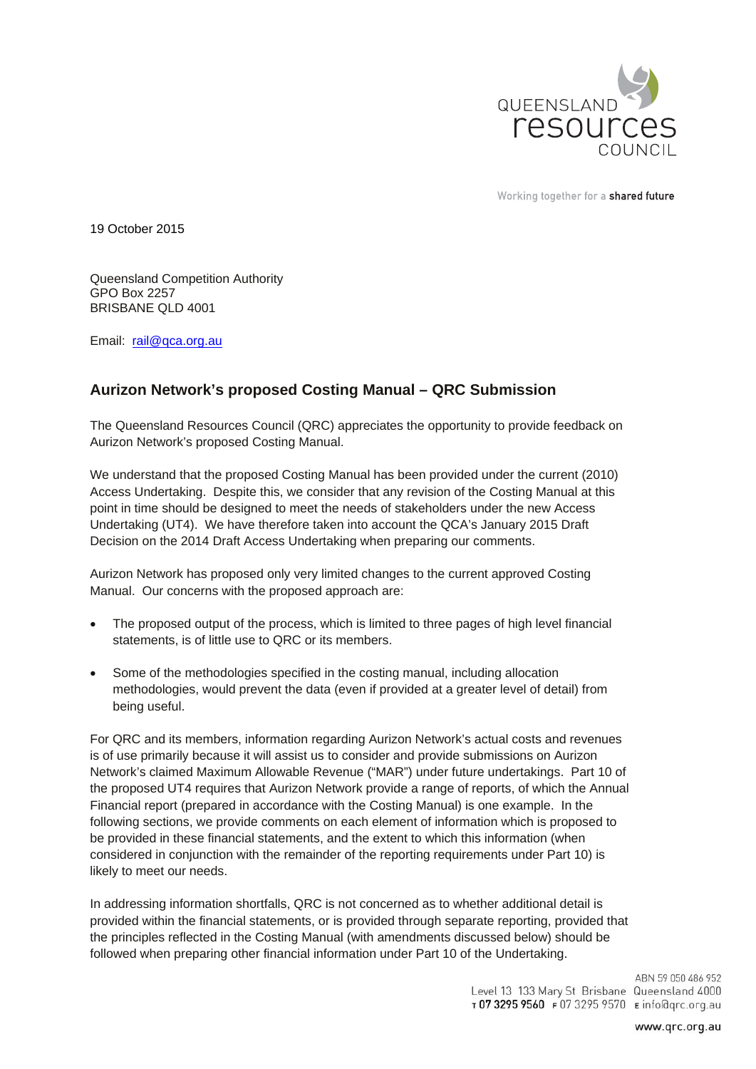QUEENSLAND resources COUNCIL

Working together for a **shared future**

19 October 2015

Queensland Competition Authority
GPO Box 2257
BRISBANE QLD 4001

Email: rail@qca.org.au

## Aurizon Network's proposed Costing Manual – QRC Submission

The Queensland Resources Council (QRC) appreciates the opportunity to provide feedback on Aurizon Network's proposed Costing Manual.

We understand that the proposed Costing Manual has been provided under the current (2010) Access Undertaking. Despite this, we consider that any revision of the Costing Manual at this point in time should be designed to meet the needs of stakeholders under the new Access Undertaking (UT4). We have therefore taken into account the QCA's January 2015 Draft Decision on the 2014 Draft Access Undertaking when preparing our comments.

Aurizon Network has proposed only very limited changes to the current approved Costing Manual. Our concerns with the proposed approach are:

- The proposed output of the process, which is limited to three pages of high level financial statements, is of little use to QRC or its members.
- Some of the methodologies specified in the costing manual, including allocation methodologies, would prevent the data (even if provided at a greater level of detail) from being useful.

For QRC and its members, information regarding Aurizon Network's actual costs and revenues is of use primarily because it will assist us to consider and provide submissions on Aurizon Network's claimed Maximum Allowable Revenue ("MAR") under future undertakings. Part 10 of the proposed UT4 requires that Aurizon Network provide a range of reports, of which the Annual Financial report (prepared in accordance with the Costing Manual) is one example. In the following sections, we provide comments on each element of information which is proposed to be provided in these financial statements, and the extent to which this information (when considered in conjunction with the remainder of the reporting requirements under Part 10) is likely to meet our needs.

In addressing information shortfalls, QRC is not concerned as to whether additional detail is provided within the financial statements, or is provided through separate reporting, provided that the principles reflected in the Costing Manual (with amendments discussed below) should be followed when preparing other financial information under Part 10 of the Undertaking.

ABN 59 050 486 952
Level 13 133 Mary St Brisbane Queensland 4000
T 07 3295 9560 F 07 3295 9570 E info@qrc.org.au

www.qrc.org.au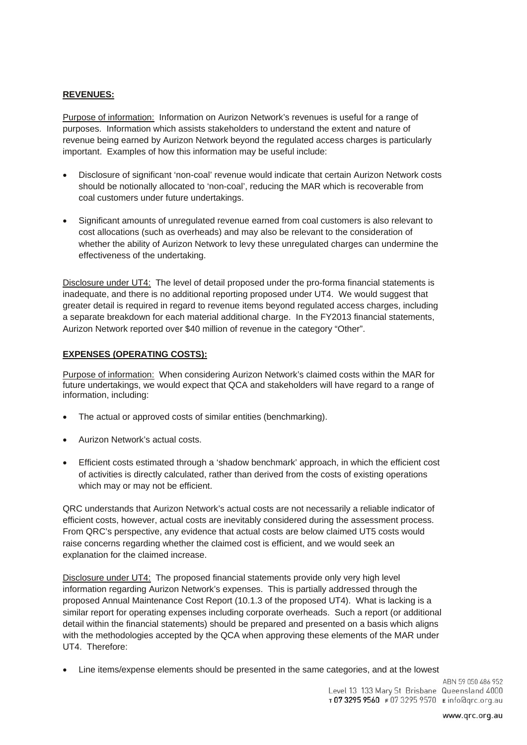**REVENUES:**

Purpose of information: Information on Aurizon Network's revenues is useful for a range of purposes. Information which assists stakeholders to understand the extent and nature of revenue being earned by Aurizon Network beyond the regulated access charges is particularly important. Examples of how this information may be useful include:

- Disclosure of significant 'non-coal' revenue would indicate that certain Aurizon Network costs should be notionally allocated to 'non-coal', reducing the MAR which is recoverable from coal customers under future undertakings.
- Significant amounts of unregulated revenue earned from coal customers is also relevant to cost allocations (such as overheads) and may also be relevant to the consideration of whether the ability of Aurizon Network to levy these unregulated charges can undermine the effectiveness of the undertaking.

Disclosure under UT4: The level of detail proposed under the pro-forma financial statements is inadequate, and there is no additional reporting proposed under UT4. We would suggest that greater detail is required in regard to revenue items beyond regulated access charges, including a separate breakdown for each material additional charge. In the FY2013 financial statements, Aurizon Network reported over $40 million of revenue in the category "Other".

**EXPENSES (OPERATING COSTS):**

Purpose of information: When considering Aurizon Network's claimed costs within the MAR for future undertakings, we would expect that QCA and stakeholders will have regard to a range of information, including:

- The actual or approved costs of similar entities (benchmarking).
- Aurizon Network's actual costs.
- Efficient costs estimated through a 'shadow benchmark' approach, in which the efficient cost of activities is directly calculated, rather than derived from the costs of existing operations which may or may not be efficient.

QRC understands that Aurizon Network's actual costs are not necessarily a reliable indicator of efficient costs, however, actual costs are inevitably considered during the assessment process. From QRC's perspective, any evidence that actual costs are below claimed UT5 costs would raise concerns regarding whether the claimed cost is efficient, and we would seek an explanation for the claimed increase.

Disclosure under UT4: The proposed financial statements provide only very high level information regarding Aurizon Network's expenses. This is partially addressed through the proposed Annual Maintenance Cost Report (10.1.3 of the proposed UT4). What is lacking is a similar report for operating expenses including corporate overheads. Such a report (or additional detail within the financial statements) should be prepared and presented on a basis which aligns with the methodologies accepted by the QCA when approving these elements of the MAR under UT4. Therefore:

- Line items/expense elements should be presented in the same categories, and at the lowest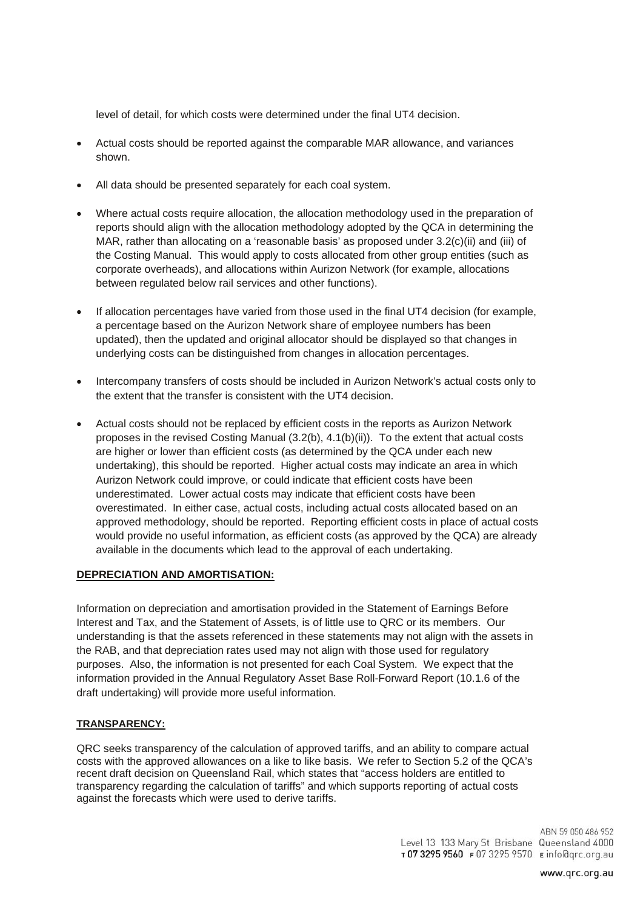level of detail, for which costs were determined under the final UT4 decision.

- Actual costs should be reported against the comparable MAR allowance, and variances shown.
- All data should be presented separately for each coal system.
- Where actual costs require allocation, the allocation methodology used in the preparation of reports should align with the allocation methodology adopted by the QCA in determining the MAR, rather than allocating on a 'reasonable basis' as proposed under 3.2(c)(ii) and (iii) of the Costing Manual. This would apply to costs allocated from other group entities (such as corporate overheads), and allocations within Aurizon Network (for example, allocations between regulated below rail services and other functions).
- If allocation percentages have varied from those used in the final UT4 decision (for example, a percentage based on the Aurizon Network share of employee numbers has been updated), then the updated and original allocator should be displayed so that changes in underlying costs can be distinguished from changes in allocation percentages.
- Intercompany transfers of costs should be included in Aurizon Network's actual costs only to the extent that the transfer is consistent with the UT4 decision.
- Actual costs should not be replaced by efficient costs in the reports as Aurizon Network proposes in the revised Costing Manual (3.2(b), 4.1(b)(ii)). To the extent that actual costs are higher or lower than efficient costs (as determined by the QCA under each new undertaking), this should be reported. Higher actual costs may indicate an area in which Aurizon Network could improve, or could indicate that efficient costs have been underestimated. Lower actual costs may indicate that efficient costs have been overestimated. In either case, actual costs, including actual costs allocated based on an approved methodology, should be reported. Reporting efficient costs in place of actual costs would provide no useful information, as efficient costs (as approved by the QCA) are already available in the documents which lead to the approval of each undertaking.

**DEPRECIATION AND AMORTISATION:**

Information on depreciation and amortisation provided in the Statement of Earnings Before Interest and Tax, and the Statement of Assets, is of little use to QRC or its members. Our understanding is that the assets referenced in these statements may not align with the assets in the RAB, and that depreciation rates used may not align with those used for regulatory purposes. Also, the information is not presented for each Coal System. We expect that the information provided in the Annual Regulatory Asset Base Roll-Forward Report (10.1.6 of the draft undertaking) will provide more useful information.

**TRANSPARENCY:**

QRC seeks transparency of the calculation of approved tariffs, and an ability to compare actual costs with the approved allowances on a like to like basis. We refer to Section 5.2 of the QCA's recent draft decision on Queensland Rail, which states that "access holders are entitled to transparency regarding the calculation of tariffs" and which supports reporting of actual costs against the forecasts which were used to derive tariffs.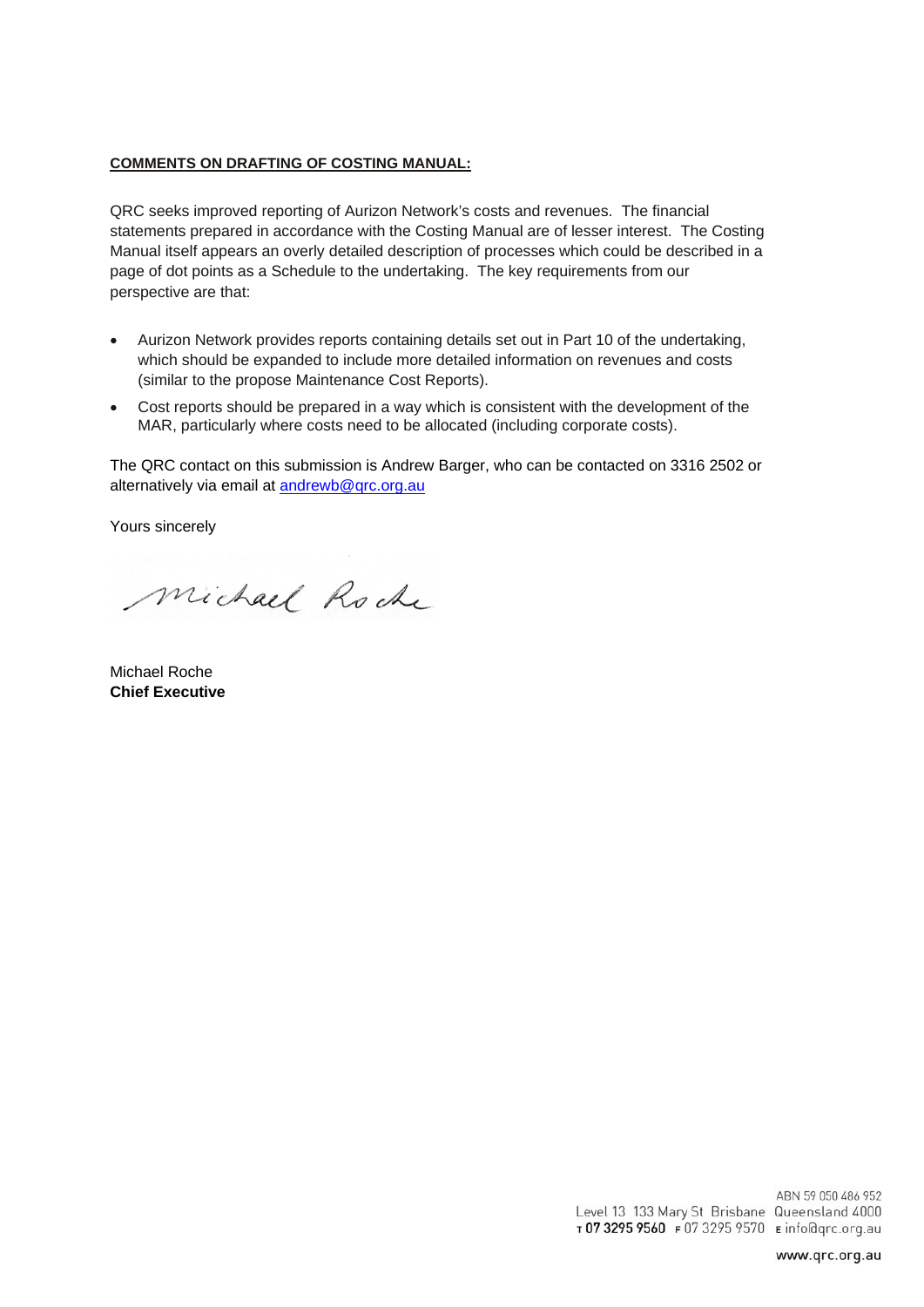**COMMENTS ON DRAFTING OF COSTING MANUAL:**

QRC seeks improved reporting of Aurizon Network's costs and revenues. The financial statements prepared in accordance with the Costing Manual are of lesser interest. The Costing Manual itself appears an overly detailed description of processes which could be described in a page of dot points as a Schedule to the undertaking. The key requirements from our perspective are that:

- Aurizon Network provides reports containing details set out in Part 10 of the undertaking, which should be expanded to include more detailed information on revenues and costs (similar to the propose Maintenance Cost Reports).
- Cost reports should be prepared in a way which is consistent with the development of the MAR, particularly where costs need to be allocated (including corporate costs).

The QRC contact on this submission is Andrew Barger, who can be contacted on 3316 2502 or alternatively via email at andrewb@qrc.org.au

Yours sincerely

Michael Roche

Michael Roche
**Chief Executive**

ABN 59 050 486 952
Level 13 133 Mary St Brisbane Queensland 4000
T 07 3295 9560 F 07 3295 9570 E info@qrc.org.au

www.qrc.org.au